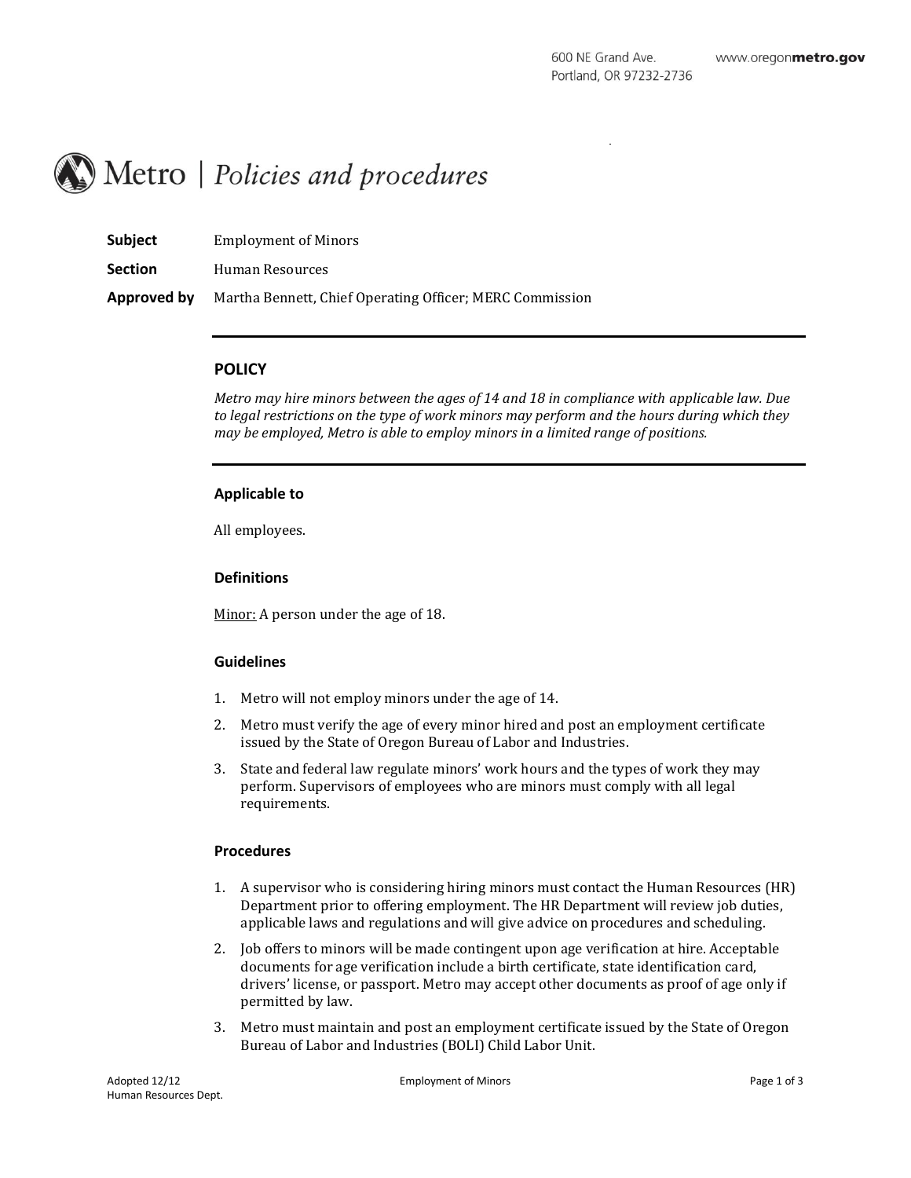600 NE Grand Ave.
Portland, OR 97232-2736

www.oregonmetro.gov

# Metro | *Policies and procedures*

**Subject** Employment of Minors

**Section** Human Resources

**Approved by** Martha Bennett, Chief Operating Officer; MERC Commission

---

## POLICY

*Metro may hire minors between the ages of 14 and 18 in compliance with applicable law. Due to legal restrictions on the type of work minors may perform and the hours during which they may be employed, Metro is able to employ minors in a limited range of positions.*

---

### Applicable to

All employees.

### Definitions

Minor: A person under the age of 18.

### Guidelines

1. Metro will not employ minors under the age of 14.
2. Metro must verify the age of every minor hired and post an employment certificate issued by the State of Oregon Bureau of Labor and Industries.
3. State and federal law regulate minors' work hours and the types of work they may perform. Supervisors of employees who are minors must comply with all legal requirements.

### Procedures

1. A supervisor who is considering hiring minors must contact the Human Resources (HR) Department prior to offering employment. The HR Department will review job duties, applicable laws and regulations and will give advice on procedures and scheduling.
2. Job offers to minors will be made contingent upon age verification at hire. Acceptable documents for age verification include a birth certificate, state identification card, drivers' license, or passport. Metro may accept other documents as proof of age only if permitted by law.
3. Metro must maintain and post an employment certificate issued by the State of Oregon Bureau of Labor and Industries (BOLI) Child Labor Unit.

Adopted 12/12
Human Resources Dept.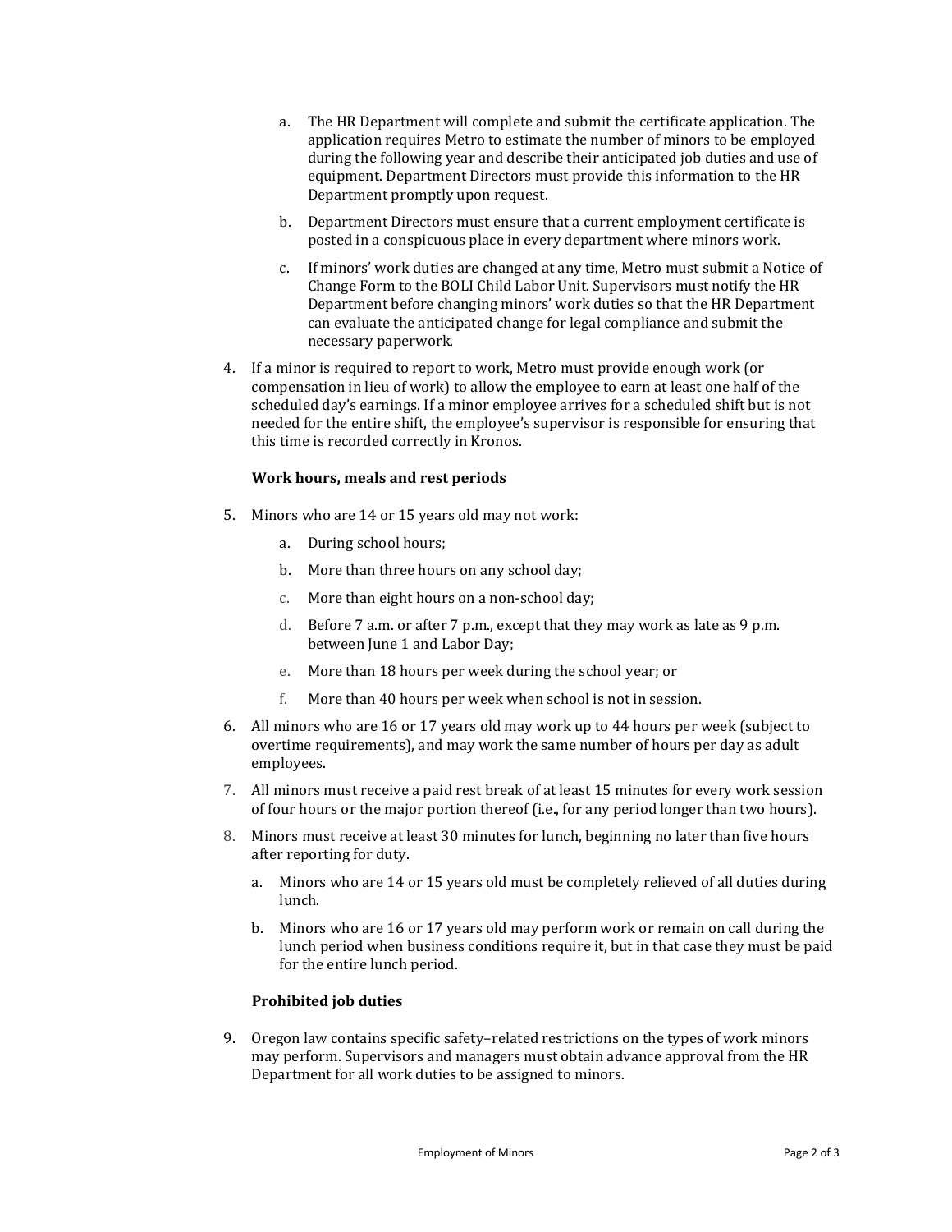a. The HR Department will complete and submit the certificate application. The application requires Metro to estimate the number of minors to be employed during the following year and describe their anticipated job duties and use of equipment. Department Directors must provide this information to the HR Department promptly upon request.

   b. Department Directors must ensure that a current employment certificate is posted in a conspicuous place in every department where minors work.

   c. If minors' work duties are changed at any time, Metro must submit a Notice of Change Form to the BOLI Child Labor Unit. Supervisors must notify the HR Department before changing minors' work duties so that the HR Department can evaluate the anticipated change for legal compliance and submit the necessary paperwork.

4. If a minor is required to report to work, Metro must provide enough work (or compensation in lieu of work) to allow the employee to earn at least one half of the scheduled day's earnings. If a minor employee arrives for a scheduled shift but is not needed for the entire shift, the employee's supervisor is responsible for ensuring that this time is recorded correctly in Kronos.

**Work hours, meals and rest periods**

5. Minors who are 14 or 15 years old may not work:

   a. During school hours;

   b. More than three hours on any school day;

   c. More than eight hours on a non-school day;

   d. Before 7 a.m. or after 7 p.m., except that they may work as late as 9 p.m. between June 1 and Labor Day;

   e. More than 18 hours per week during the school year; or

   f. More than 40 hours per week when school is not in session.

6. All minors who are 16 or 17 years old may work up to 44 hours per week (subject to overtime requirements), and may work the same number of hours per day as adult employees.

7. All minors must receive a paid rest break of at least 15 minutes for every work session of four hours or the major portion thereof (i.e., for any period longer than two hours).

8. Minors must receive at least 30 minutes for lunch, beginning no later than five hours after reporting for duty.

   a. Minors who are 14 or 15 years old must be completely relieved of all duties during lunch.

   b. Minors who are 16 or 17 years old may perform work or remain on call during the lunch period when business conditions require it, but in that case they must be paid for the entire lunch period.

**Prohibited job duties**

9. Oregon law contains specific safety–related restrictions on the types of work minors may perform. Supervisors and managers must obtain advance approval from the HR Department for all work duties to be assigned to minors.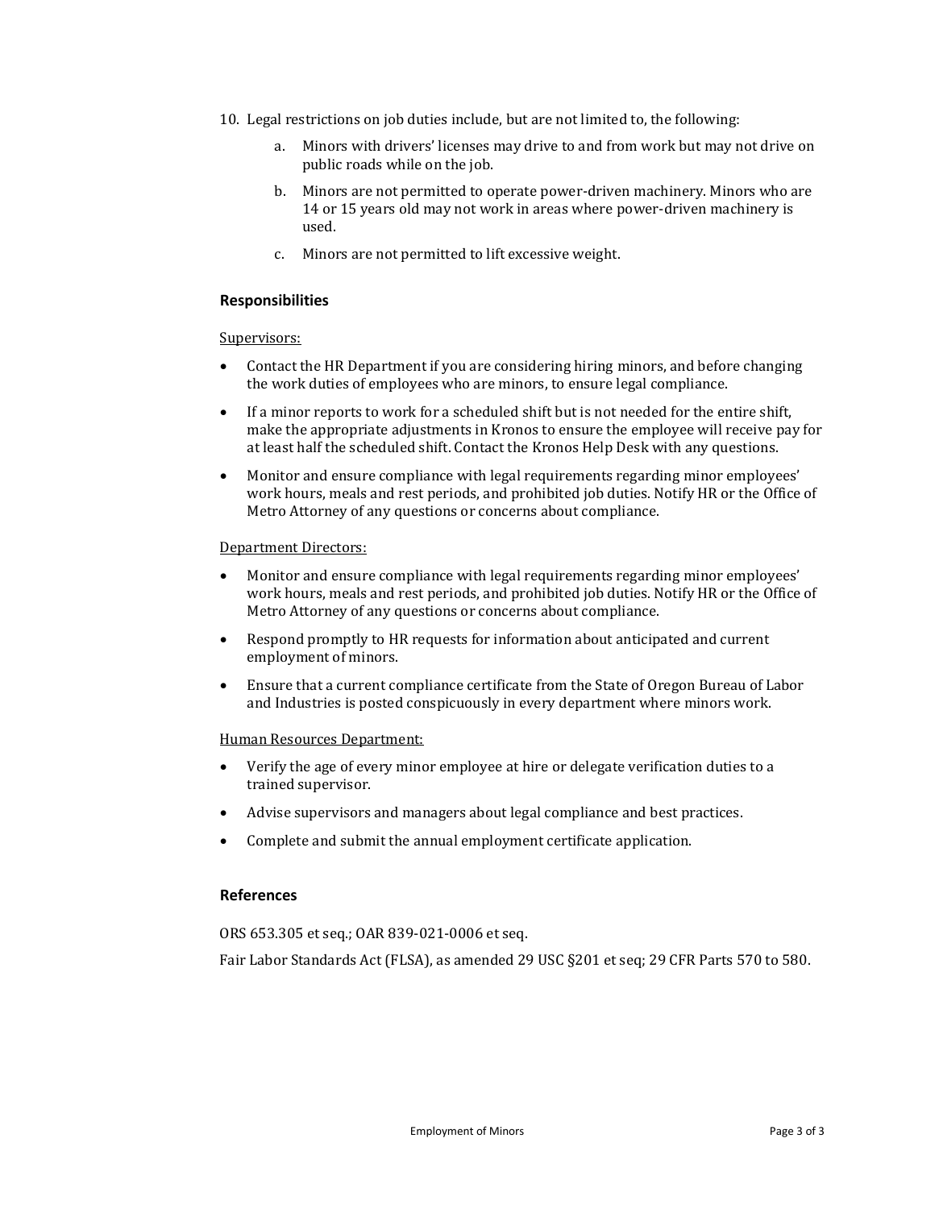10. Legal restrictions on job duties include, but are not limited to, the following:

    a. Minors with drivers' licenses may drive to and from work but may not drive on public roads while on the job.

    b. Minors are not permitted to operate power-driven machinery. Minors who are 14 or 15 years old may not work in areas where power-driven machinery is used.

    c. Minors are not permitted to lift excessive weight.

### Responsibilities

Supervisors:

- Contact the HR Department if you are considering hiring minors, and before changing the work duties of employees who are minors, to ensure legal compliance.
- If a minor reports to work for a scheduled shift but is not needed for the entire shift, make the appropriate adjustments in Kronos to ensure the employee will receive pay for at least half the scheduled shift. Contact the Kronos Help Desk with any questions.
- Monitor and ensure compliance with legal requirements regarding minor employees' work hours, meals and rest periods, and prohibited job duties. Notify HR or the Office of Metro Attorney of any questions or concerns about compliance.

Department Directors:

- Monitor and ensure compliance with legal requirements regarding minor employees' work hours, meals and rest periods, and prohibited job duties. Notify HR or the Office of Metro Attorney of any questions or concerns about compliance.
- Respond promptly to HR requests for information about anticipated and current employment of minors.
- Ensure that a current compliance certificate from the State of Oregon Bureau of Labor and Industries is posted conspicuously in every department where minors work.

Human Resources Department:

- Verify the age of every minor employee at hire or delegate verification duties to a trained supervisor.
- Advise supervisors and managers about legal compliance and best practices.
- Complete and submit the annual employment certificate application.

### References

ORS 653.305 et seq.; OAR 839-021-0006 et seq.

Fair Labor Standards Act (FLSA), as amended 29 USC §201 et seq; 29 CFR Parts 570 to 580.